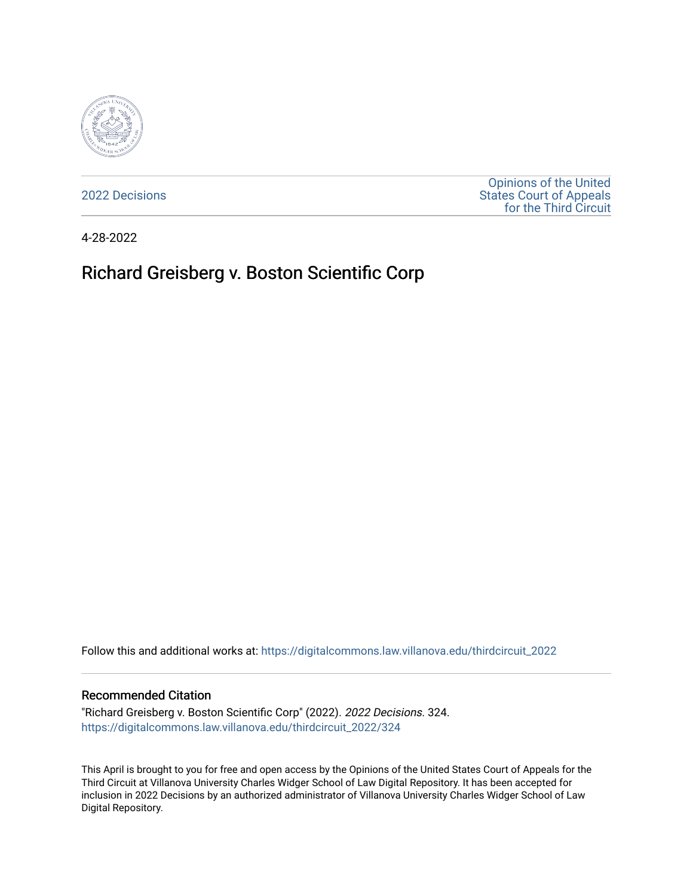2022 Decisions

Opinions of the United States Court of Appeals for the Third Circuit

4-28-2022

# Richard Greisberg v. Boston Scientific Corp

Follow this and additional works at: https://digitalcommons.law.villanova.edu/thirdcircuit_2022

## Recommended Citation

"Richard Greisberg v. Boston Scientific Corp" (2022). *2022 Decisions*. 324.
https://digitalcommons.law.villanova.edu/thirdcircuit_2022/324

This April is brought to you for free and open access by the Opinions of the United States Court of Appeals for the Third Circuit at Villanova University Charles Widger School of Law Digital Repository. It has been accepted for inclusion in 2022 Decisions by an authorized administrator of Villanova University Charles Widger School of Law Digital Repository.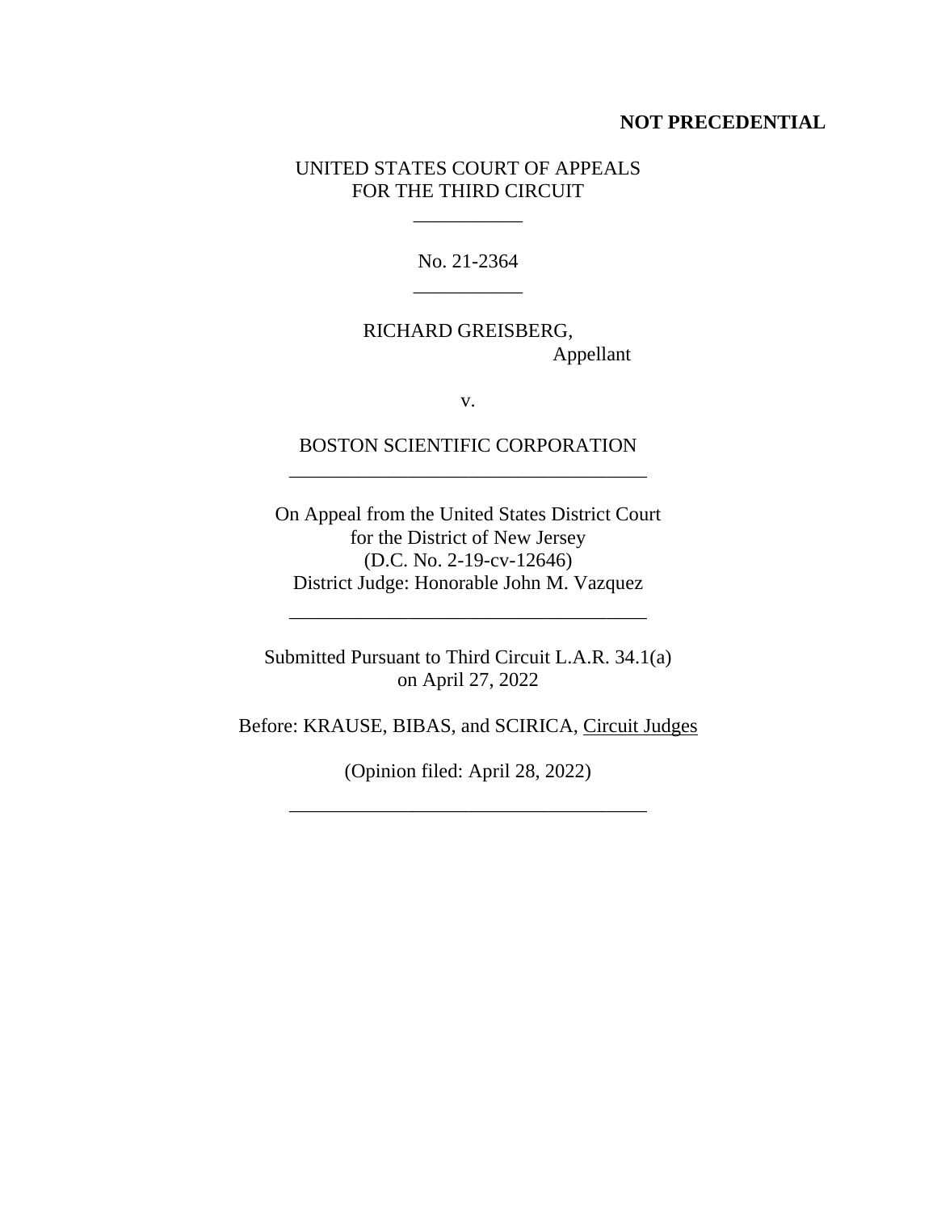**NOT PRECEDENTIAL**

UNITED STATES COURT OF APPEALS
FOR THE THIRD CIRCUIT

\_\_\_\_\_\_\_\_\_\_\_

No. 21-2364

\_\_\_\_\_\_\_\_\_\_\_

RICHARD GREISBERG,
Appellant

v.

BOSTON SCIENTIFIC CORPORATION

\_\_\_\_\_\_\_\_\_\_\_\_\_\_\_\_\_\_\_\_\_\_\_\_\_\_\_\_\_\_\_\_\_\_\_\_

On Appeal from the United States District Court
for the District of New Jersey
(D.C. No. 2-19-cv-12646)
District Judge: Honorable John M. Vazquez

\_\_\_\_\_\_\_\_\_\_\_\_\_\_\_\_\_\_\_\_\_\_\_\_\_\_\_\_\_\_\_\_\_\_\_\_

Submitted Pursuant to Third Circuit L.A.R. 34.1(a)
on April 27, 2022

Before: KRAUSE, BIBAS, and SCIRICA, Circuit Judges

(Opinion filed: April 28, 2022)

\_\_\_\_\_\_\_\_\_\_\_\_\_\_\_\_\_\_\_\_\_\_\_\_\_\_\_\_\_\_\_\_\_\_\_\_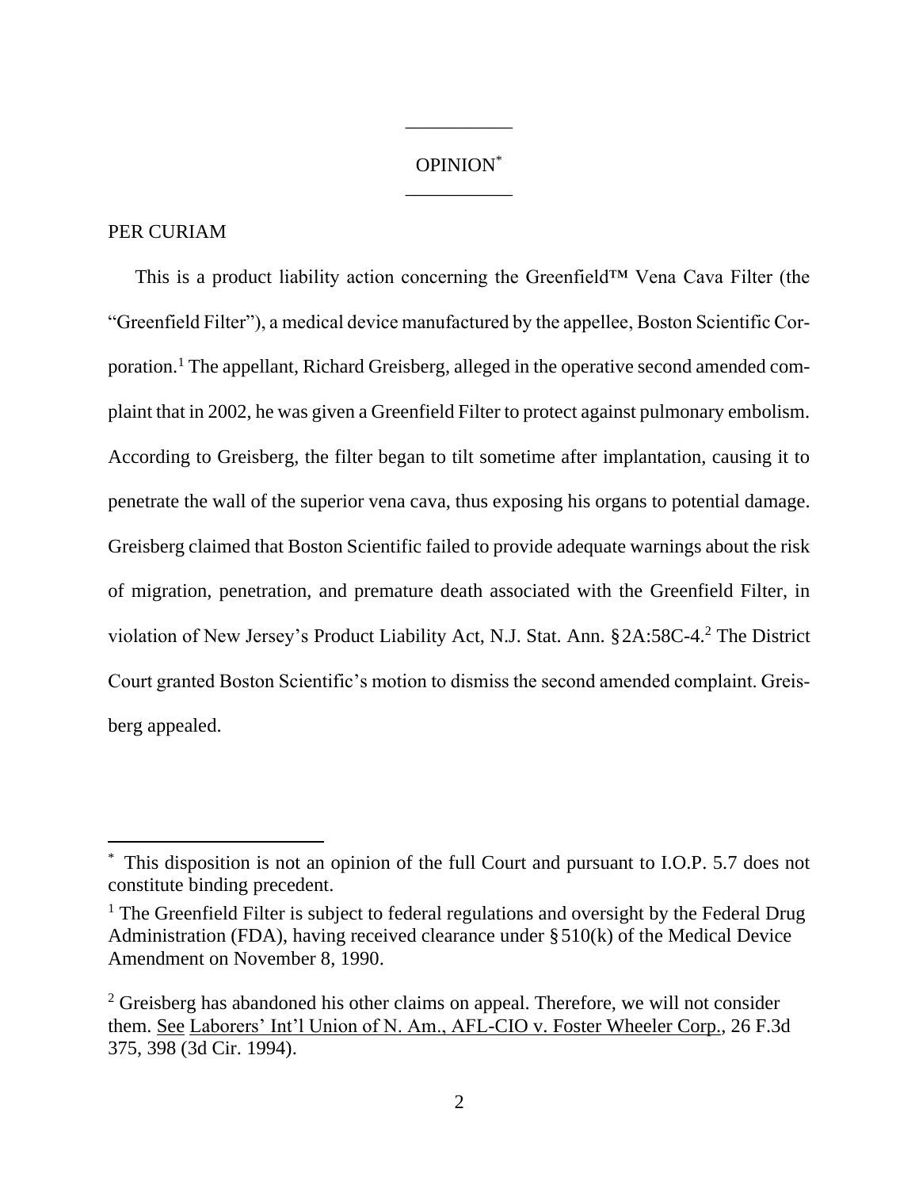OPINION[*]

PER CURIAM

This is a product liability action concerning the Greenfield™ Vena Cava Filter (the "Greenfield Filter"), a medical device manufactured by the appellee, Boston Scientific Corporation.[1] The appellant, Richard Greisberg, alleged in the operative second amended complaint that in 2002, he was given a Greenfield Filter to protect against pulmonary embolism. According to Greisberg, the filter began to tilt sometime after implantation, causing it to penetrate the wall of the superior vena cava, thus exposing his organs to potential damage. Greisberg claimed that Boston Scientific failed to provide adequate warnings about the risk of migration, penetration, and premature death associated with the Greenfield Filter, in violation of New Jersey's Product Liability Act, N.J. Stat. Ann. § 2A:58C-4.[2] The District Court granted Boston Scientific's motion to dismiss the second amended complaint. Greisberg appealed.

---

[*] This disposition is not an opinion of the full Court and pursuant to I.O.P. 5.7 does not constitute binding precedent.

[1] The Greenfield Filter is subject to federal regulations and oversight by the Federal Drug Administration (FDA), having received clearance under § 510(k) of the Medical Device Amendment on November 8, 1990.

[2] Greisberg has abandoned his other claims on appeal. Therefore, we will not consider them. See Laborers' Int'l Union of N. Am., AFL-CIO v. Foster Wheeler Corp., 26 F.3d 375, 398 (3d Cir. 1994).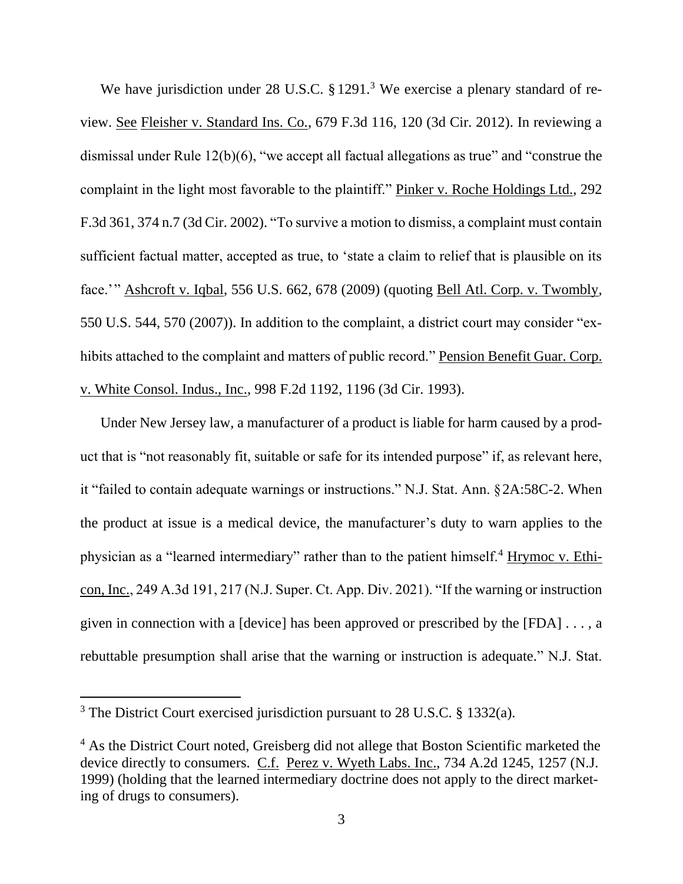We have jurisdiction under 28 U.S.C. § 1291.[3] We exercise a plenary standard of review. See Fleisher v. Standard Ins. Co., 679 F.3d 116, 120 (3d Cir. 2012). In reviewing a dismissal under Rule 12(b)(6), "we accept all factual allegations as true" and "construe the complaint in the light most favorable to the plaintiff." Pinker v. Roche Holdings Ltd., 292 F.3d 361, 374 n.7 (3d Cir. 2002). "To survive a motion to dismiss, a complaint must contain sufficient factual matter, accepted as true, to 'state a claim to relief that is plausible on its face.'" Ashcroft v. Iqbal, 556 U.S. 662, 678 (2009) (quoting Bell Atl. Corp. v. Twombly, 550 U.S. 544, 570 (2007)). In addition to the complaint, a district court may consider "exhibits attached to the complaint and matters of public record." Pension Benefit Guar. Corp. v. White Consol. Indus., Inc., 998 F.2d 1192, 1196 (3d Cir. 1993).

Under New Jersey law, a manufacturer of a product is liable for harm caused by a product that is "not reasonably fit, suitable or safe for its intended purpose" if, as relevant here, it "failed to contain adequate warnings or instructions." N.J. Stat. Ann. § 2A:58C-2. When the product at issue is a medical device, the manufacturer's duty to warn applies to the physician as a "learned intermediary" rather than to the patient himself.[4] Hrymoc v. Ethicon, Inc., 249 A.3d 191, 217 (N.J. Super. Ct. App. Div. 2021). "If the warning or instruction given in connection with a [device] has been approved or prescribed by the [FDA] . . . , a rebuttable presumption shall arise that the warning or instruction is adequate." N.J. Stat.

---

[3] The District Court exercised jurisdiction pursuant to 28 U.S.C. § 1332(a).

[4] As the District Court noted, Greisberg did not allege that Boston Scientific marketed the device directly to consumers. C.f. Perez v. Wyeth Labs. Inc., 734 A.2d 1245, 1257 (N.J. 1999) (holding that the learned intermediary doctrine does not apply to the direct marketing of drugs to consumers).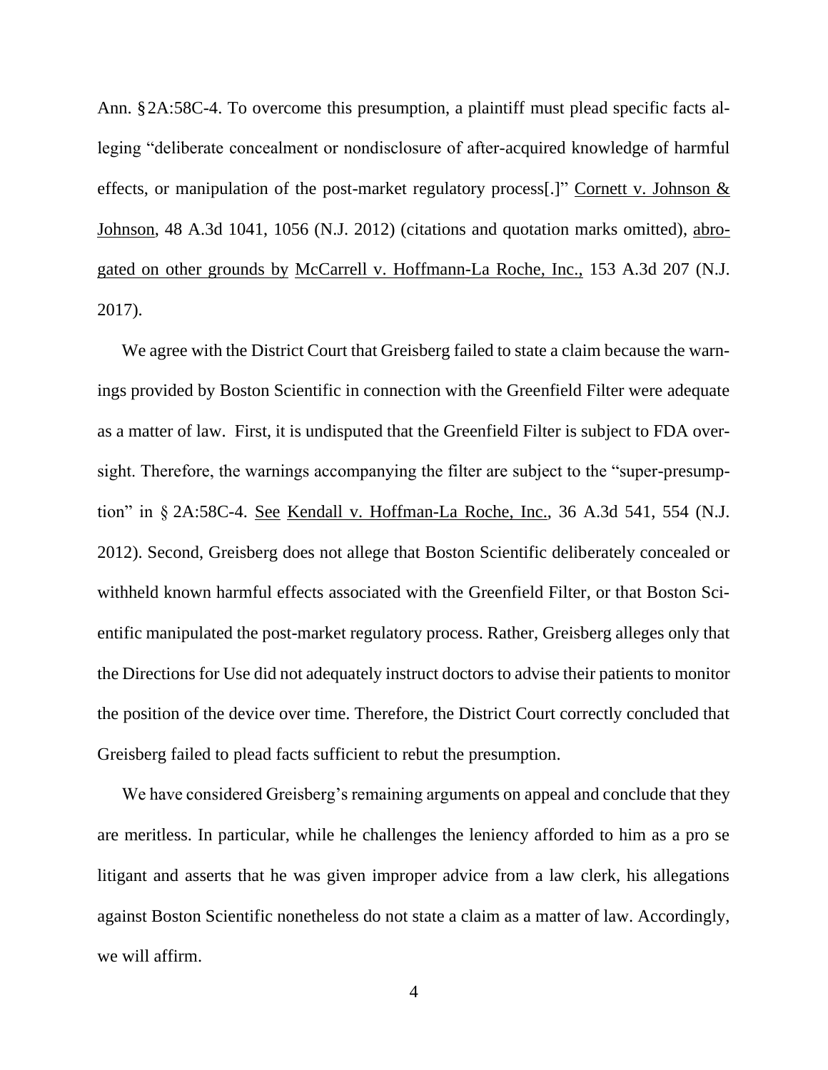Ann. § 2A:58C-4. To overcome this presumption, a plaintiff must plead specific facts alleging "deliberate concealment or nondisclosure of after-acquired knowledge of harmful effects, or manipulation of the post-market regulatory process[.]" Cornett v. Johnson & Johnson, 48 A.3d 1041, 1056 (N.J. 2012) (citations and quotation marks omitted), abrogated on other grounds by McCarrell v. Hoffmann-La Roche, Inc., 153 A.3d 207 (N.J. 2017).

We agree with the District Court that Greisberg failed to state a claim because the warnings provided by Boston Scientific in connection with the Greenfield Filter were adequate as a matter of law. First, it is undisputed that the Greenfield Filter is subject to FDA oversight. Therefore, the warnings accompanying the filter are subject to the "super-presumption" in § 2A:58C-4. See Kendall v. Hoffman-La Roche, Inc., 36 A.3d 541, 554 (N.J. 2012). Second, Greisberg does not allege that Boston Scientific deliberately concealed or withheld known harmful effects associated with the Greenfield Filter, or that Boston Scientific manipulated the post-market regulatory process. Rather, Greisberg alleges only that the Directions for Use did not adequately instruct doctors to advise their patients to monitor the position of the device over time. Therefore, the District Court correctly concluded that Greisberg failed to plead facts sufficient to rebut the presumption.

We have considered Greisberg's remaining arguments on appeal and conclude that they are meritless. In particular, while he challenges the leniency afforded to him as a pro se litigant and asserts that he was given improper advice from a law clerk, his allegations against Boston Scientific nonetheless do not state a claim as a matter of law. Accordingly, we will affirm.